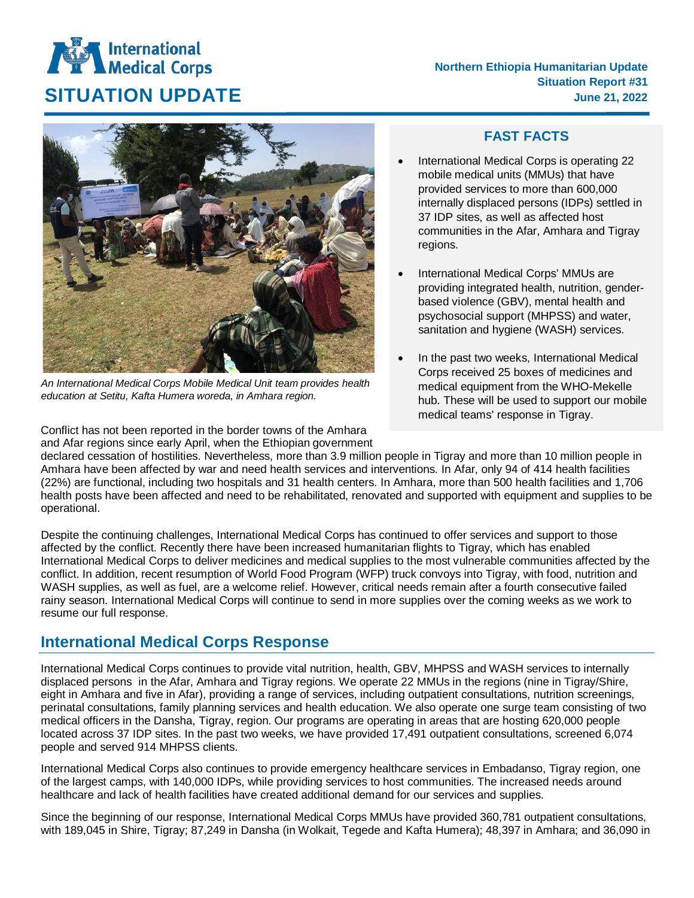# SITUATION UPDATE

**Northern Ethiopia Humanitarian Update**
**Situation Report #31**
**June 21, 2022**

*An International Medical Corps Mobile Medical Unit team provides health education at Setitu, Kafta Humera woreda, in Amhara region.*

## FAST FACTS

- International Medical Corps is operating 22 mobile medical units (MMUs) that have provided services to more than 600,000 internally displaced persons (IDPs) settled in 37 IDP sites, as well as affected host communities in the Afar, Amhara and Tigray regions.
- International Medical Corps' MMUs are providing integrated health, nutrition, gender-based violence (GBV), mental health and psychosocial support (MHPSS) and water, sanitation and hygiene (WASH) services.
- In the past two weeks, International Medical Corps received 25 boxes of medicines and medical equipment from the WHO-Mekelle hub. These will be used to support our mobile medical teams' response in Tigray.

Conflict has not been reported in the border towns of the Amhara and Afar regions since early April, when the Ethiopian government declared cessation of hostilities. Nevertheless, more than 3.9 million people in Tigray and more than 10 million people in Amhara have been affected by war and need health services and interventions. In Afar, only 94 of 414 health facilities (22%) are functional, including two hospitals and 31 health centers. In Amhara, more than 500 health facilities and 1,706 health posts have been affected and need to be rehabilitated, renovated and supported with equipment and supplies to be operational.

Despite the continuing challenges, International Medical Corps has continued to offer services and support to those affected by the conflict. Recently there have been increased humanitarian flights to Tigray, which has enabled International Medical Corps to deliver medicines and medical supplies to the most vulnerable communities affected by the conflict. In addition, recent resumption of World Food Program (WFP) truck convoys into Tigray, with food, nutrition and WASH supplies, as well as fuel, are a welcome relief. However, critical needs remain after a fourth consecutive failed rainy season. International Medical Corps will continue to send in more supplies over the coming weeks as we work to resume our full response.

## International Medical Corps Response

International Medical Corps continues to provide vital nutrition, health, GBV, MHPSS and WASH services to internally displaced persons in the Afar, Amhara and Tigray regions. We operate 22 MMUs in the regions (nine in Tigray/Shire, eight in Amhara and five in Afar), providing a range of services, including outpatient consultations, nutrition screenings, perinatal consultations, family planning services and health education. We also operate one surge team consisting of two medical officers in the Dansha, Tigray, region. Our programs are operating in areas that are hosting 620,000 people located across 37 IDP sites. In the past two weeks, we have provided 17,491 outpatient consultations, screened 6,074 people and served 914 MHPSS clients.

International Medical Corps also continues to provide emergency healthcare services in Embadanso, Tigray region, one of the largest camps, with 140,000 IDPs, while providing services to host communities. The increased needs around healthcare and lack of health facilities have created additional demand for our services and supplies.

Since the beginning of our response, International Medical Corps MMUs have provided 360,781 outpatient consultations, with 189,045 in Shire, Tigray; 87,249 in Dansha (in Wolkait, Tegede and Kafta Humera); 48,397 in Amhara; and 36,090 in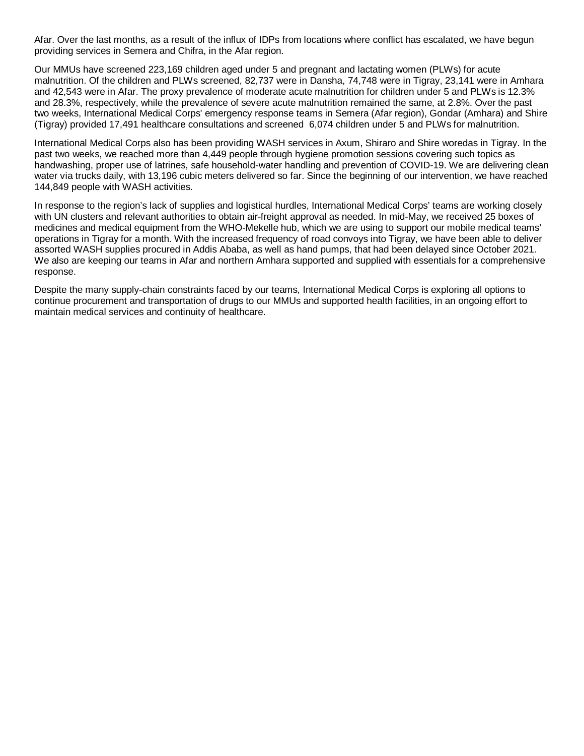Afar. Over the last months, as a result of the influx of IDPs from locations where conflict has escalated, we have begun providing services in Semera and Chifra, in the Afar region.

Our MMUs have screened 223,169 children aged under 5 and pregnant and lactating women (PLWs) for acute malnutrition. Of the children and PLWs screened, 82,737 were in Dansha, 74,748 were in Tigray, 23,141 were in Amhara and 42,543 were in Afar. The proxy prevalence of moderate acute malnutrition for children under 5 and PLWs is 12.3% and 28.3%, respectively, while the prevalence of severe acute malnutrition remained the same, at 2.8%. Over the past two weeks, International Medical Corps' emergency response teams in Semera (Afar region), Gondar (Amhara) and Shire (Tigray) provided 17,491 healthcare consultations and screened 6,074 children under 5 and PLWs for malnutrition.

International Medical Corps also has been providing WASH services in Axum, Shiraro and Shire woredas in Tigray. In the past two weeks, we reached more than 4,449 people through hygiene promotion sessions covering such topics as handwashing, proper use of latrines, safe household-water handling and prevention of COVID-19. We are delivering clean water via trucks daily, with 13,196 cubic meters delivered so far. Since the beginning of our intervention, we have reached 144,849 people with WASH activities.

In response to the region's lack of supplies and logistical hurdles, International Medical Corps' teams are working closely with UN clusters and relevant authorities to obtain air-freight approval as needed. In mid-May, we received 25 boxes of medicines and medical equipment from the WHO-Mekelle hub, which we are using to support our mobile medical teams' operations in Tigray for a month. With the increased frequency of road convoys into Tigray, we have been able to deliver assorted WASH supplies procured in Addis Ababa, as well as hand pumps, that had been delayed since October 2021. We also are keeping our teams in Afar and northern Amhara supported and supplied with essentials for a comprehensive response.

Despite the many supply-chain constraints faced by our teams, International Medical Corps is exploring all options to continue procurement and transportation of drugs to our MMUs and supported health facilities, in an ongoing effort to maintain medical services and continuity of healthcare.